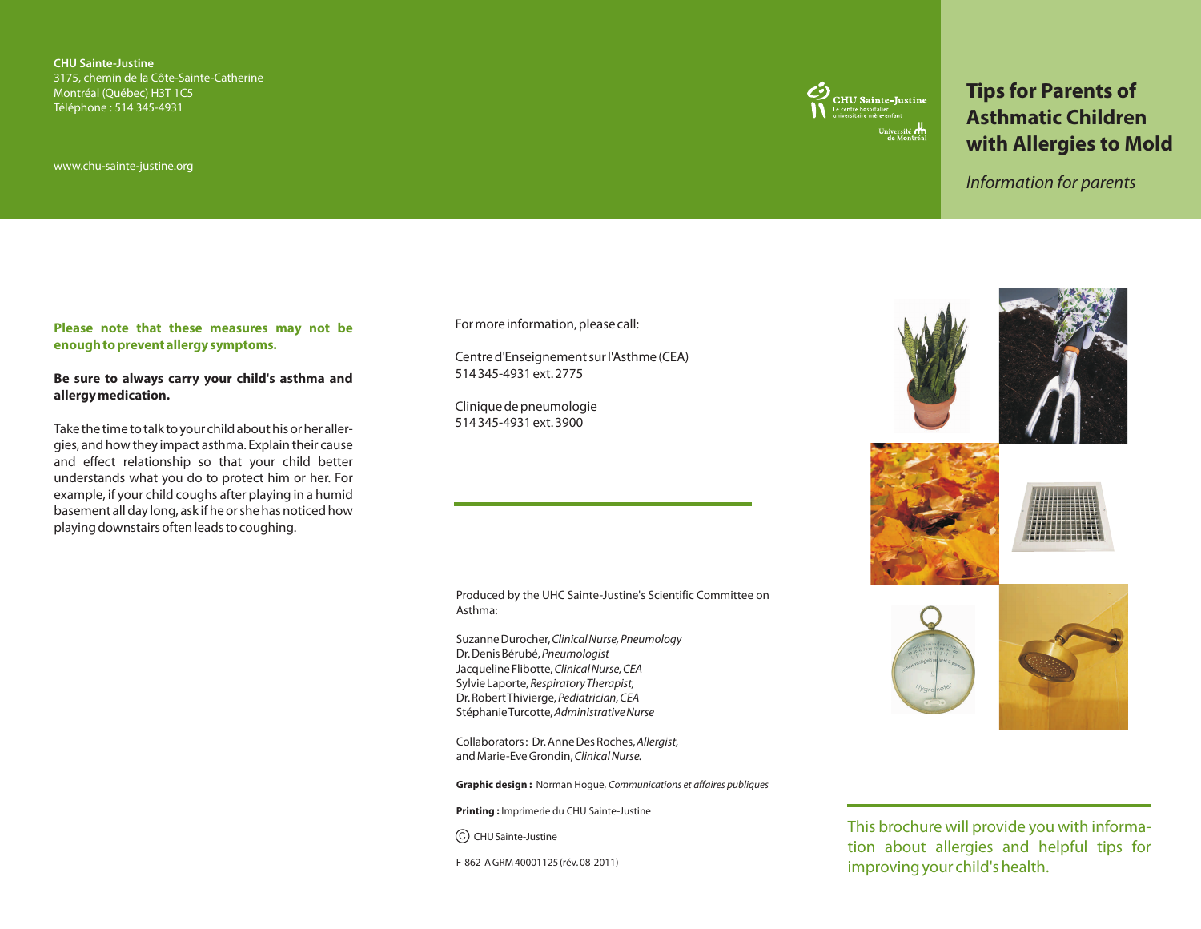**CHU Sainte-Justine**
3175, chemin de la Côte-Sainte-Catherine
Montréal (Québec) H3T 1C5
Téléphone : 514 345-4931

www.chu-sainte-justine.org

CHU Sainte-Justine
Le centre hospitalier universitaire mère-enfant
Université de Montréal

# Tips for Parents of Asthmatic Children with Allergies to Mold

*Information for parents*

**Please note that these measures may not be enough to prevent allergy symptoms.**

**Be sure to always carry your child's asthma and allergy medication.**

Take the time to talk to your child about his or her allergies, and how they impact asthma. Explain their cause and effect relationship so that your child better understands what you do to protect him or her. For example, if your child coughs after playing in a humid basement all day long, ask if he or she has noticed how playing downstairs often leads to coughing.

For more information, please call:

Centre d'Enseignement sur l'Asthme (CEA)
514 345-4931 ext. 2775

Clinique de pneumologie
514 345-4931 ext. 3900

Produced by the UHC Sainte-Justine's Scientific Committee on Asthma:

Suzanne Durocher, *Clinical Nurse, Pneumology*
Dr. Denis Bérubé, *Pneumologist*
Jacqueline Flibotte, *Clinical Nurse, CEA*
Sylvie Laporte, *Respiratory Therapist,*
Dr. Robert Thivierge, *Pediatrician, CEA*
Stéphanie Turcotte, *Administrative Nurse*

Collaborators : Dr. Anne Des Roches, *Allergist,*
and Marie-Eve Grondin, *Clinical Nurse.*

**Graphic design :** Norman Hogue, *Communications et affaires publiques*

**Printing :** Imprimerie du CHU Sainte-Justine

© CHU Sainte-Justine

F-862 A GRM 40001125 (rév. 08-2011)

This brochure will provide you with information about allergies and helpful tips for improving your child's health.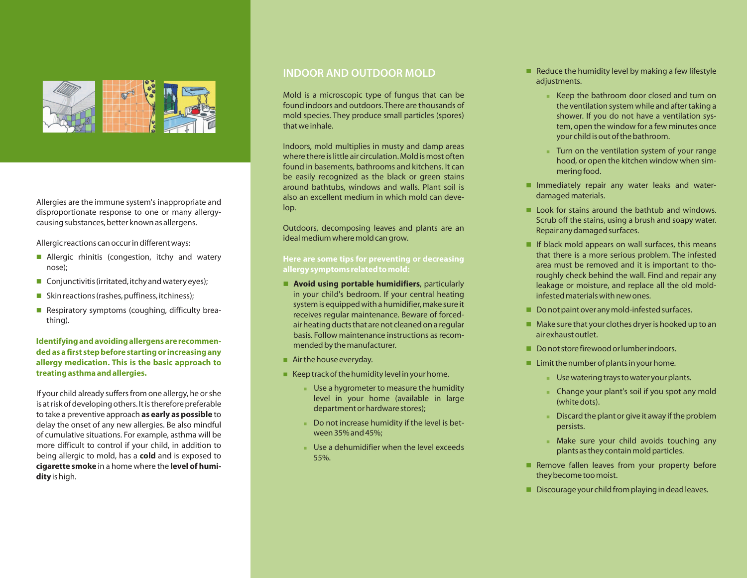Allergies are the immune system's inappropriate and disproportionate response to one or many allergy-causing substances, better known as allergens.

Allergic reactions can occur in different ways:

- Allergic rhinitis (congestion, itchy and watery nose);
- Conjunctivitis (irritated, itchy and watery eyes);
- Skin reactions (rashes, puffiness, itchiness);
- Respiratory symptoms (coughing, difficulty breathing).

**Identifying and avoiding allergens are recommended as a first step before starting or increasing any allergy medication. This is the basic approach to treating asthma and allergies.**

If your child already suffers from one allergy, he or she is at risk of developing others. It is therefore preferable to take a preventive approach **as early as possible** to delay the onset of any new allergies. Be also mindful of cumulative situations. For example, asthma will be more difficult to control if your child, in addition to being allergic to mold, has a **cold** and is exposed to **cigarette smoke** in a home where the **level of humidity** is high.

## INDOOR AND OUTDOOR MOLD

Mold is a microscopic type of fungus that can be found indoors and outdoors. There are thousands of mold species. They produce small particles (spores) that we inhale.

Indoors, mold multiplies in musty and damp areas where there is little air circulation. Mold is most often found in basements, bathrooms and kitchens. It can be easily recognized as the black or green stains around bathtubs, windows and walls. Plant soil is also an excellent medium in which mold can develop.

Outdoors, decomposing leaves and plants are an ideal medium where mold can grow.

**Here are some tips for preventing or decreasing allergy symptoms related to mold:**

- **Avoid using portable humidifiers**, particularly in your child's bedroom. If your central heating system is equipped with a humidifier, make sure it receives regular maintenance. Beware of forced-air heating ducts that are not cleaned on a regular basis. Follow maintenance instructions as recommended by the manufacturer.
- Air the house everyday.
- Keep track of the humidity level in your home.
  - Use a hygrometer to measure the humidity level in your home (available in large department or hardware stores);
  - Do not increase humidity if the level is between 35% and 45%;
  - Use a dehumidifier when the level exceeds 55%.
- Reduce the humidity level by making a few lifestyle adjustments.
  - Keep the bathroom door closed and turn on the ventilation system while and after taking a shower. If you do not have a ventilation system, open the window for a few minutes once your child is out of the bathroom.
  - Turn on the ventilation system of your range hood, or open the kitchen window when simmering food.
- Immediately repair any water leaks and water-damaged materials.
- Look for stains around the bathtub and windows. Scrub off the stains, using a brush and soapy water. Repair any damaged surfaces.
- If black mold appears on wall surfaces, this means that there is a more serious problem. The infested area must be removed and it is important to thoroughly check behind the wall. Find and repair any leakage or moisture, and replace all the old mold-infested materials with new ones.
- Do not paint over any mold-infested surfaces.
- Make sure that your clothes dryer is hooked up to an air exhaust outlet.
- Do not store firewood or lumber indoors.
- Limit the number of plants in your home.
  - Use watering trays to water your plants.
  - Change your plant's soil if you spot any mold (white dots).
  - Discard the plant or give it away if the problem persists.
  - Make sure your child avoids touching any plants as they contain mold particles.
- Remove fallen leaves from your property before they become too moist.
- Discourage your child from playing in dead leaves.